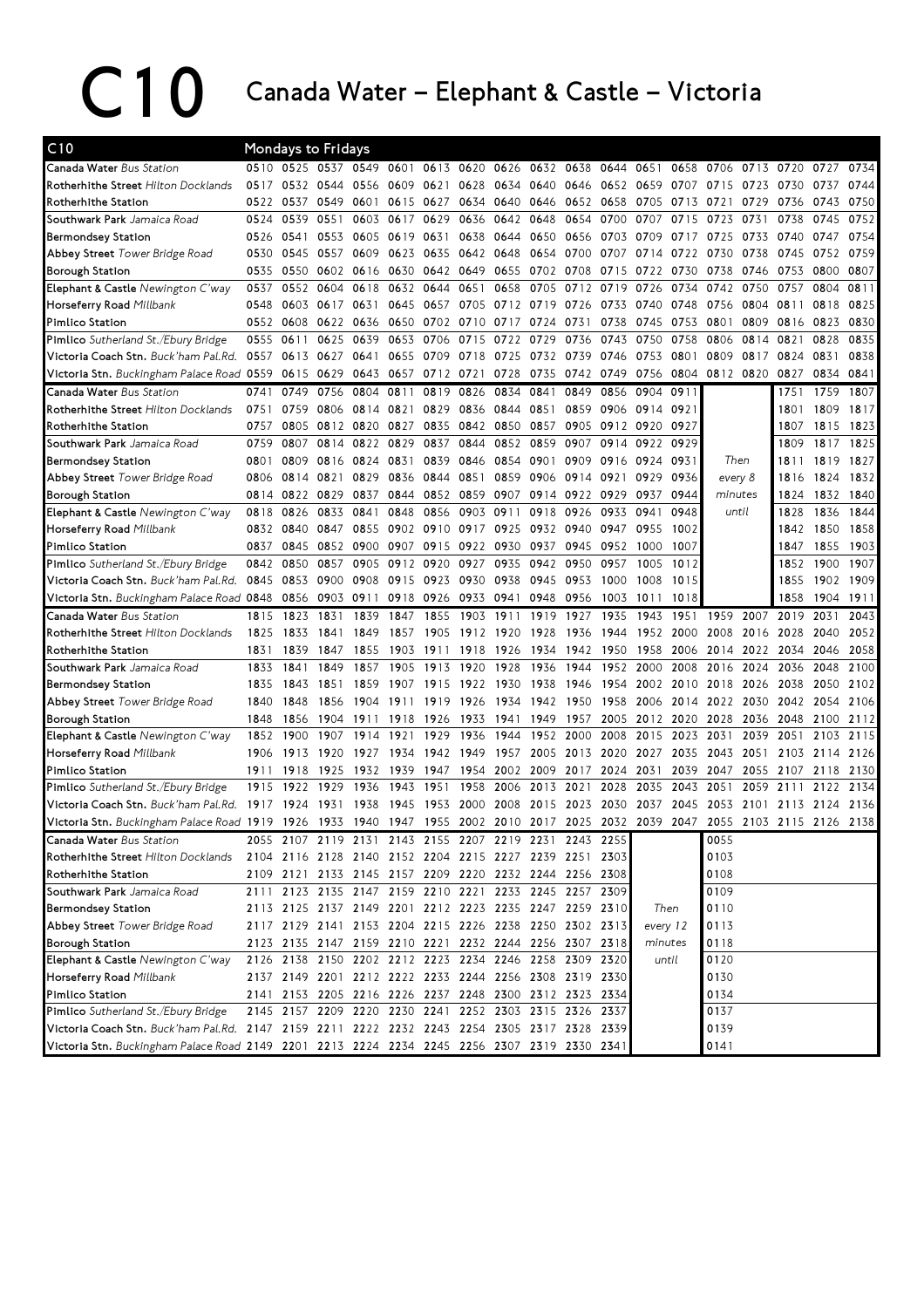# C10 Canada Water – Elephant & Castle – Victoria

| C10 | Mondays to Fridays | | | | | | | | | | | | | | | | | |
|---|---|---|---|---|---|---|---|---|---|---|---|---|---|---|---|---|---|---|
| **Canada Water** *Bus Station* | 0510 | 0525 | 0537 | 0549 | 0601 | 0613 | 0620 | 0626 | 0632 | 0638 | 0644 | 0651 | 0658 | 0706 | 0713 | 0720 | 0727 | 0734 |
| **Rotherhithe Street** *Hilton Docklands* | 0517 | 0532 | 0544 | 0556 | 0609 | 0621 | 0628 | 0634 | 0640 | 0646 | 0652 | 0659 | 0707 | 0715 | 0723 | 0730 | 0737 | 0744 |
| **Rotherhithe Station** | 0522 | 0537 | 0549 | 0601 | 0615 | 0627 | 0634 | 0640 | 0646 | 0652 | 0658 | 0705 | 0713 | 0721 | 0729 | 0736 | 0743 | 0750 |
| **Southwark Park** *Jamaica Road* | 0524 | 0539 | 0551 | 0603 | 0617 | 0629 | 0636 | 0642 | 0648 | 0654 | 0700 | 0707 | 0715 | 0723 | 0731 | 0738 | 0745 | 0752 |
| **Bermondsey Station** | 0526 | 0541 | 0553 | 0605 | 0619 | 0631 | 0638 | 0644 | 0650 | 0656 | 0703 | 0709 | 0717 | 0725 | 0733 | 0740 | 0747 | 0754 |
| **Abbey Street** *Tower Bridge Road* | 0530 | 0545 | 0557 | 0609 | 0623 | 0635 | 0642 | 0648 | 0654 | 0700 | 0707 | 0714 | 0722 | 0730 | 0738 | 0745 | 0752 | 0759 |
| **Borough Station** | 0535 | 0550 | 0602 | 0616 | 0630 | 0642 | 0649 | 0655 | 0702 | 0708 | 0715 | 0722 | 0730 | 0738 | 0746 | 0753 | 0800 | 0807 |
| **Elephant & Castle** *Newington C'way* | 0537 | 0552 | 0604 | 0618 | 0632 | 0644 | 0651 | 0658 | 0705 | 0712 | 0719 | 0726 | 0734 | 0742 | 0750 | 0757 | 0804 | 0811 |
| **Horseferry Road** *Millbank* | 0548 | 0603 | 0617 | 0631 | 0645 | 0657 | 0705 | 0712 | 0719 | 0726 | 0733 | 0740 | 0748 | 0756 | 0804 | 0811 | 0818 | 0825 |
| **Pimlico Station** | 0552 | 0608 | 0622 | 0636 | 0650 | 0702 | 0710 | 0717 | 0724 | 0731 | 0738 | 0745 | 0753 | 0801 | 0809 | 0816 | 0823 | 0830 |
| **Pimlico** *Sutherland St./Ebury Bridge* | 0555 | 0611 | 0625 | 0639 | 0653 | 0706 | 0715 | 0722 | 0729 | 0736 | 0743 | 0750 | 0758 | 0806 | 0814 | 0821 | 0828 | 0835 |
| **Victoria Coach Stn.** *Buck'ham Pal.Rd.* | 0557 | 0613 | 0627 | 0641 | 0655 | 0709 | 0718 | 0725 | 0732 | 0739 | 0746 | 0753 | 0801 | 0809 | 0817 | 0824 | 0831 | 0838 |
| **Victoria Stn.** *Buckingham Palace Road* | 0559 | 0615 | 0629 | 0643 | 0657 | 0712 | 0721 | 0728 | 0735 | 0742 | 0749 | 0756 | 0804 | 0812 | 0820 | 0827 | 0834 | 0841 |
| **Canada Water** *Bus Station* | 0741 | 0749 | 0756 | 0804 | 0811 | 0819 | 0826 | 0834 | 0841 | 0849 | 0856 | 0904 | 0911 | | | 1751 | 1759 | 1807 |
| **Rotherhithe Street** *Hilton Docklands* | 0751 | 0759 | 0806 | 0814 | 0821 | 0829 | 0836 | 0844 | 0851 | 0859 | 0906 | 0914 | 0921 | | | 1801 | 1809 | 1817 |
| **Rotherhithe Station** | 0757 | 0805 | 0812 | 0820 | 0827 | 0835 | 0842 | 0850 | 0857 | 0905 | 0912 | 0920 | 0927 | | | 1807 | 1815 | 1823 |
| **Southwark Park** *Jamaica Road* | 0759 | 0807 | 0814 | 0822 | 0829 | 0837 | 0844 | 0852 | 0859 | 0907 | 0914 | 0922 | 0929 | | | 1809 | 1817 | 1825 |
| **Bermondsey Station** | 0801 | 0809 | 0816 | 0824 | 0831 | 0839 | 0846 | 0854 | 0901 | 0909 | 0916 | 0924 | 0931 | Then | | 1811 | 1819 | 1827 |
| **Abbey Street** *Tower Bridge Road* | 0806 | 0814 | 0821 | 0829 | 0836 | 0844 | 0851 | 0859 | 0906 | 0914 | 0921 | 0929 | 0936 | every 8 | | 1816 | 1824 | 1832 |
| **Borough Station** | 0814 | 0822 | 0829 | 0837 | 0844 | 0852 | 0859 | 0907 | 0914 | 0922 | 0929 | 0937 | 0944 | minutes | | 1824 | 1832 | 1840 |
| **Elephant & Castle** *Newington C'way* | 0818 | 0826 | 0833 | 0841 | 0848 | 0856 | 0903 | 0911 | 0918 | 0926 | 0933 | 0941 | 0948 | until | | 1828 | 1836 | 1844 |
| **Horseferry Road** *Millbank* | 0832 | 0840 | 0847 | 0855 | 0902 | 0910 | 0917 | 0925 | 0932 | 0940 | 0947 | 0955 | 1002 | | | 1842 | 1850 | 1858 |
| **Pimlico Station** | 0837 | 0845 | 0852 | 0900 | 0907 | 0915 | 0922 | 0930 | 0937 | 0945 | 0952 | 1000 | 1007 | | | 1847 | 1855 | 1903 |
| **Pimlico** *Sutherland St./Ebury Bridge* | 0842 | 0850 | 0857 | 0905 | 0912 | 0920 | 0927 | 0935 | 0942 | 0950 | 0957 | 1005 | 1012 | | | 1852 | 1900 | 1907 |
| **Victoria Coach Stn.** *Buck'ham Pal.Rd.* | 0845 | 0853 | 0900 | 0908 | 0915 | 0923 | 0930 | 0938 | 0945 | 0953 | 1000 | 1008 | 1015 | | | 1855 | 1902 | 1909 |
| **Victoria Stn.** *Buckingham Palace Road* | 0848 | 0856 | 0903 | 0911 | 0918 | 0926 | 0933 | 0941 | 0948 | 0956 | 1003 | 1011 | 1018 | | | 1858 | 1904 | 1911 |
| **Canada Water** *Bus Station* | 1815 | 1823 | 1831 | 1839 | 1847 | 1855 | 1903 | 1911 | 1919 | 1927 | 1935 | 1943 | 1951 | 1959 | 2007 | 2019 | 2031 | 2043 |
| **Rotherhithe Street** *Hilton Docklands* | 1825 | 1833 | 1841 | 1849 | 1857 | 1905 | 1912 | 1920 | 1928 | 1936 | 1944 | 1952 | 2000 | 2008 | 2016 | 2028 | 2040 | 2052 |
| **Rotherhithe Station** | 1831 | 1839 | 1847 | 1855 | 1903 | 1911 | 1918 | 1926 | 1934 | 1942 | 1950 | 1958 | 2006 | 2014 | 2022 | 2034 | 2046 | 2058 |
| **Southwark Park** *Jamaica Road* | 1833 | 1841 | 1849 | 1857 | 1905 | 1913 | 1920 | 1928 | 1936 | 1944 | 1952 | 2000 | 2008 | 2016 | 2024 | 2036 | 2048 | 2100 |
| **Bermondsey Station** | 1835 | 1843 | 1851 | 1859 | 1907 | 1915 | 1922 | 1930 | 1938 | 1946 | 1954 | 2002 | 2010 | 2018 | 2026 | 2038 | 2050 | 2102 |
| **Abbey Street** *Tower Bridge Road* | 1840 | 1848 | 1856 | 1904 | 1911 | 1919 | 1926 | 1934 | 1942 | 1950 | 1958 | 2006 | 2014 | 2022 | 2030 | 2042 | 2054 | 2106 |
| **Borough Station** | 1848 | 1856 | 1904 | 1911 | 1918 | 1926 | 1933 | 1941 | 1949 | 1957 | 2005 | 2012 | 2020 | 2028 | 2036 | 2048 | 2100 | 2112 |
| **Elephant & Castle** *Newington C'way* | 1852 | 1900 | 1907 | 1914 | 1921 | 1929 | 1936 | 1944 | 1952 | 2000 | 2008 | 2015 | 2023 | 2031 | 2039 | 2051 | 2103 | 2115 |
| **Horseferry Road** *Millbank* | 1906 | 1913 | 1920 | 1927 | 1934 | 1942 | 1949 | 1957 | 2005 | 2013 | 2020 | 2027 | 2035 | 2043 | 2051 | 2103 | 2114 | 2126 |
| **Pimlico Station** | 1911 | 1918 | 1925 | 1932 | 1939 | 1947 | 1954 | 2002 | 2009 | 2017 | 2024 | 2031 | 2039 | 2047 | 2055 | 2107 | 2118 | 2130 |
| **Pimlico** *Sutherland St./Ebury Bridge* | 1915 | 1922 | 1929 | 1936 | 1943 | 1951 | 1958 | 2006 | 2013 | 2021 | 2028 | 2035 | 2043 | 2051 | 2059 | 2111 | 2122 | 2134 |
| **Victoria Coach Stn.** *Buck'ham Pal.Rd.* | 1917 | 1924 | 1931 | 1938 | 1945 | 1953 | 2000 | 2008 | 2015 | 2023 | 2030 | 2037 | 2045 | 2053 | 2101 | 2113 | 2124 | 2136 |
| **Victoria Stn.** *Buckingham Palace Road* | 1919 | 1926 | 1933 | 1940 | 1947 | 1955 | 2002 | 2010 | 2017 | 2025 | 2032 | 2039 | 2047 | 2055 | 2103 | 2115 | 2126 | 2138 |
| **Canada Water** *Bus Station* | 2055 | 2107 | 2119 | 2131 | 2143 | 2155 | 2207 | 2219 | 2231 | 2243 | 2255 | | | 0055 | | | | |
| **Rotherhithe Street** *Hilton Docklands* | 2104 | 2116 | 2128 | 2140 | 2152 | 2204 | 2215 | 2227 | 2239 | 2251 | 2303 | | | 0103 | | | | |
| **Rotherhithe Station** | 2109 | 2121 | 2133 | 2145 | 2157 | 2209 | 2220 | 2232 | 2244 | 2256 | 2308 | | | 0108 | | | | |
| **Southwark Park** *Jamaica Road* | 2111 | 2123 | 2135 | 2147 | 2159 | 2210 | 2221 | 2233 | 2245 | 2257 | 2309 | | | 0109 | | | | |
| **Bermondsey Station** | 2113 | 2125 | 2137 | 2149 | 2201 | 2212 | 2223 | 2235 | 2247 | 2259 | 2310 | Then | | 0110 | | | | |
| **Abbey Street** *Tower Bridge Road* | 2117 | 2129 | 2141 | 2153 | 2204 | 2215 | 2226 | 2238 | 2250 | 2302 | 2313 | every 12 | | 0113 | | | | |
| **Borough Station** | 2123 | 2135 | 2147 | 2159 | 2210 | 2221 | 2232 | 2244 | 2256 | 2307 | 2318 | minutes | | 0118 | | | | |
| **Elephant & Castle** *Newington C'way* | 2126 | 2138 | 2150 | 2202 | 2212 | 2223 | 2234 | 2246 | 2258 | 2309 | 2320 | until | | 0120 | | | | |
| **Horseferry Road** *Millbank* | 2137 | 2149 | 2201 | 2212 | 2222 | 2233 | 2244 | 2256 | 2308 | 2319 | 2330 | | | 0130 | | | | |
| **Pimlico Station** | 2141 | 2153 | 2205 | 2216 | 2226 | 2237 | 2248 | 2300 | 2312 | 2323 | 2334 | | | 0134 | | | | |
| **Pimlico** *Sutherland St./Ebury Bridge* | 2145 | 2157 | 2209 | 2220 | 2230 | 2241 | 2252 | 2303 | 2315 | 2326 | 2337 | | | 0137 | | | | |
| **Victoria Coach Stn.** *Buck'ham Pal.Rd.* | 2147 | 2159 | 2211 | 2222 | 2232 | 2243 | 2254 | 2305 | 2317 | 2328 | 2339 | | | 0139 | | | | |
| **Victoria Stn.** *Buckingham Palace Road* | 2149 | 2201 | 2213 | 2224 | 2234 | 2245 | 2256 | 2307 | 2319 | 2330 | 2341 | | | 0141 | | | | |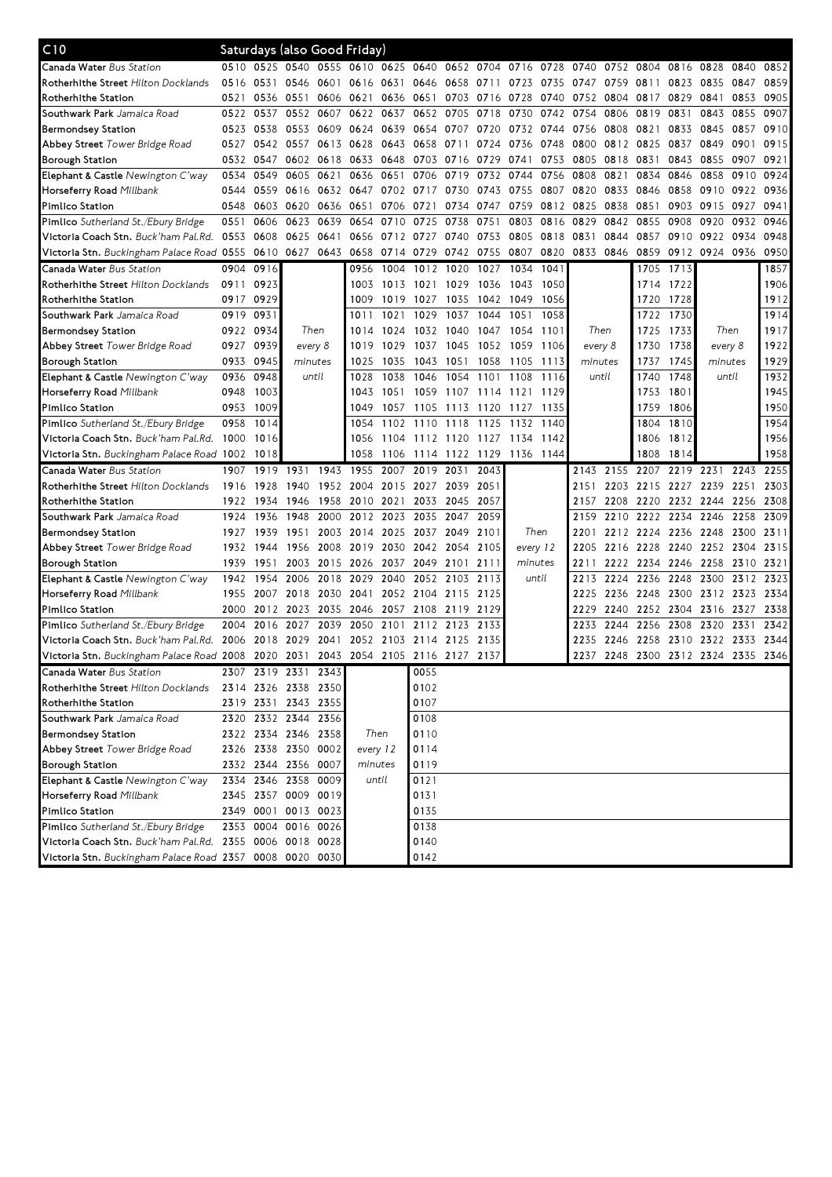## C10 Saturdays (also Good Friday)

| Stop | | | | | | | | | | | | | | | | | | |
|---|---|---|---|---|---|---|---|---|---|---|---|---|---|---|---|---|---|---|
| **Canada Water** *Bus Station* | 0510 | 0525 | 0540 | 0555 | 0610 | 0625 | 0640 | 0652 | 0704 | 0716 | 0728 | 0740 | 0752 | 0804 | 0816 | 0828 | 0840 | 0852 |
| **Rotherhithe Street** *Hilton Docklands* | 0516 | 0531 | 0546 | 0601 | 0616 | 0631 | 0646 | 0658 | 0711 | 0723 | 0735 | 0747 | 0759 | 0811 | 0823 | 0835 | 0847 | 0859 |
| **Rotherhithe Station** | 0521 | 0536 | 0551 | 0606 | 0621 | 0636 | 0651 | 0703 | 0716 | 0728 | 0740 | 0752 | 0804 | 0817 | 0829 | 0841 | 0853 | 0905 |
| **Southwark Park** *Jamaica Road* | 0522 | 0537 | 0552 | 0607 | 0622 | 0637 | 0652 | 0705 | 0718 | 0730 | 0742 | 0754 | 0806 | 0819 | 0831 | 0843 | 0855 | 0907 |
| **Bermondsey Station** | 0523 | 0538 | 0553 | 0609 | 0624 | 0639 | 0654 | 0707 | 0720 | 0732 | 0744 | 0756 | 0808 | 0821 | 0833 | 0845 | 0857 | 0910 |
| **Abbey Street** *Tower Bridge Road* | 0527 | 0542 | 0557 | 0613 | 0628 | 0643 | 0658 | 0711 | 0724 | 0736 | 0748 | 0800 | 0812 | 0825 | 0837 | 0849 | 0901 | 0915 |
| **Borough Station** | 0532 | 0547 | 0602 | 0618 | 0633 | 0648 | 0703 | 0716 | 0729 | 0741 | 0753 | 0805 | 0818 | 0831 | 0843 | 0855 | 0907 | 0921 |
| **Elephant & Castle** *Newington C'way* | 0534 | 0549 | 0605 | 0621 | 0636 | 0651 | 0706 | 0719 | 0732 | 0744 | 0756 | 0808 | 0821 | 0834 | 0846 | 0858 | 0910 | 0924 |
| **Horseferry Road** *Millbank* | 0544 | 0559 | 0616 | 0632 | 0647 | 0702 | 0717 | 0730 | 0743 | 0755 | 0807 | 0820 | 0833 | 0846 | 0858 | 0910 | 0922 | 0936 |
| **Pimlico Station** | 0548 | 0603 | 0620 | 0636 | 0651 | 0706 | 0721 | 0734 | 0747 | 0759 | 0812 | 0825 | 0838 | 0851 | 0903 | 0915 | 0927 | 0941 |
| **Pimlico** *Sutherland St./Ebury Bridge* | 0551 | 0606 | 0623 | 0639 | 0654 | 0710 | 0725 | 0738 | 0751 | 0803 | 0816 | 0829 | 0842 | 0855 | 0908 | 0920 | 0932 | 0946 |
| **Victoria Coach Stn.** *Buck'ham Pal.Rd.* | 0553 | 0608 | 0625 | 0641 | 0656 | 0712 | 0727 | 0740 | 0753 | 0805 | 0818 | 0831 | 0844 | 0857 | 0910 | 0922 | 0934 | 0948 |
| **Victoria Stn.** *Buckingham Palace Road* | 0555 | 0610 | 0627 | 0643 | 0658 | 0714 | 0729 | 0742 | 0755 | 0807 | 0820 | 0833 | 0846 | 0859 | 0912 | 0924 | 0936 | 0950 |

| Stop | | | | | | | | | | | | | | | | | |
|---|---|---|---|---|---|---|---|---|---|---|---|---|---|---|---|---|---|
| **Canada Water** *Bus Station* | 0904 | 0916 | Then every 8 minutes until | 0956 | 1004 | 1012 | 1020 | 1027 | 1034 | 1041 | Then every 8 minutes until | 1705 | 1713 | Then every 8 minutes until | 1857 |
| **Rotherhithe Street** *Hilton Docklands* | 0911 | 0923 | | 1003 | 1013 | 1021 | 1029 | 1036 | 1043 | 1050 | | 1714 | 1722 | | 1906 |
| **Rotherhithe Station** | 0917 | 0929 | | 1009 | 1019 | 1027 | 1035 | 1042 | 1049 | 1056 | | 1720 | 1728 | | 1912 |
| **Southwark Park** *Jamaica Road* | 0919 | 0931 | | 1011 | 1021 | 1029 | 1037 | 1044 | 1051 | 1058 | | 1722 | 1730 | | 1914 |
| **Bermondsey Station** | 0922 | 0934 | | 1014 | 1024 | 1032 | 1040 | 1047 | 1054 | 1101 | | 1725 | 1733 | | 1917 |
| **Abbey Street** *Tower Bridge Road* | 0927 | 0939 | | 1019 | 1029 | 1037 | 1045 | 1052 | 1059 | 1106 | | 1730 | 1738 | | 1922 |
| **Borough Station** | 0933 | 0945 | | 1025 | 1035 | 1043 | 1051 | 1058 | 1105 | 1113 | | 1737 | 1745 | | 1929 |
| **Elephant & Castle** *Newington C'way* | 0936 | 0948 | | 1028 | 1038 | 1046 | 1054 | 1101 | 1108 | 1116 | | 1740 | 1748 | | 1932 |
| **Horseferry Road** *Millbank* | 0948 | 1003 | | 1043 | 1051 | 1059 | 1107 | 1114 | 1121 | 1129 | | 1753 | 1801 | | 1945 |
| **Pimlico Station** | 0953 | 1009 | | 1049 | 1057 | 1105 | 1113 | 1120 | 1127 | 1135 | | 1759 | 1806 | | 1950 |
| **Pimlico** *Sutherland St./Ebury Bridge* | 0958 | 1014 | | 1054 | 1102 | 1110 | 1118 | 1125 | 1132 | 1140 | | 1804 | 1810 | | 1954 |
| **Victoria Coach Stn.** *Buck'ham Pal.Rd.* | 1000 | 1016 | | 1056 | 1104 | 1112 | 1120 | 1127 | 1134 | 1142 | | 1806 | 1812 | | 1956 |
| **Victoria Stn.** *Buckingham Palace Road* | 1002 | 1018 | | 1058 | 1106 | 1114 | 1122 | 1129 | 1136 | 1144 | | 1808 | 1814 | | 1958 |

| Stop | | | | | | | | | | | | | | | | | |
|---|---|---|---|---|---|---|---|---|---|---|---|---|---|---|---|---|---|
| **Canada Water** *Bus Station* | 1907 | 1919 | 1931 | 1943 | 1955 | 2007 | 2019 | 2031 | 2043 | Then every 12 minutes until | 2143 | 2155 | 2207 | 2219 | 2231 | 2243 | 2255 |
| **Rotherhithe Street** *Hilton Docklands* | 1916 | 1928 | 1940 | 1952 | 2004 | 2015 | 2027 | 2039 | 2051 | | 2151 | 2203 | 2215 | 2227 | 2239 | 2251 | 2303 |
| **Rotherhithe Station** | 1922 | 1934 | 1946 | 1958 | 2010 | 2021 | 2033 | 2045 | 2057 | | 2157 | 2208 | 2220 | 2232 | 2244 | 2256 | 2308 |
| **Southwark Park** *Jamaica Road* | 1924 | 1936 | 1948 | 2000 | 2012 | 2023 | 2035 | 2047 | 2059 | | 2159 | 2210 | 2222 | 2234 | 2246 | 2258 | 2309 |
| **Bermondsey Station** | 1927 | 1939 | 1951 | 2003 | 2014 | 2025 | 2037 | 2049 | 2101 | | 2201 | 2212 | 2224 | 2236 | 2248 | 2300 | 2311 |
| **Abbey Street** *Tower Bridge Road* | 1932 | 1944 | 1956 | 2008 | 2019 | 2030 | 2042 | 2054 | 2105 | | 2205 | 2216 | 2228 | 2240 | 2252 | 2304 | 2315 |
| **Borough Station** | 1939 | 1951 | 2003 | 2015 | 2026 | 2037 | 2049 | 2101 | 2111 | | 2211 | 2222 | 2234 | 2246 | 2258 | 2310 | 2321 |
| **Elephant & Castle** *Newington C'way* | 1942 | 1954 | 2006 | 2018 | 2029 | 2040 | 2052 | 2103 | 2113 | | 2213 | 2224 | 2236 | 2248 | 2300 | 2312 | 2323 |
| **Horseferry Road** *Millbank* | 1955 | 2007 | 2018 | 2030 | 2041 | 2052 | 2104 | 2115 | 2125 | | 2225 | 2236 | 2248 | 2300 | 2312 | 2323 | 2334 |
| **Pimlico Station** | 2000 | 2012 | 2023 | 2035 | 2046 | 2057 | 2108 | 2119 | 2129 | | 2229 | 2240 | 2252 | 2304 | 2316 | 2327 | 2338 |
| **Pimlico** *Sutherland St./Ebury Bridge* | 2004 | 2016 | 2027 | 2039 | 2050 | 2101 | 2112 | 2123 | 2133 | | 2233 | 2244 | 2256 | 2308 | 2320 | 2331 | 2342 |
| **Victoria Coach Stn.** *Buck'ham Pal.Rd.* | 2006 | 2018 | 2029 | 2041 | 2052 | 2103 | 2114 | 2125 | 2135 | | 2235 | 2246 | 2258 | 2310 | 2322 | 2333 | 2344 |
| **Victoria Stn.** *Buckingham Palace Road* | 2008 | 2020 | 2031 | 2043 | 2054 | 2105 | 2116 | 2127 | 2137 | | 2237 | 2248 | 2300 | 2312 | 2324 | 2335 | 2346 |

| Stop | | | | | | |
|---|---|---|---|---|---|---|
| **Canada Water** *Bus Station* | 2307 | 2319 | 2331 | 2343 | Then every 12 minutes until | 0055 |
| **Rotherhithe Street** *Hilton Docklands* | 2314 | 2326 | 2338 | 2350 | | 0102 |
| **Rotherhithe Station** | 2319 | 2331 | 2343 | 2355 | | 0107 |
| **Southwark Park** *Jamaica Road* | 2320 | 2332 | 2344 | 2356 | | 0108 |
| **Bermondsey Station** | 2322 | 2334 | 2346 | 2358 | | 0110 |
| **Abbey Street** *Tower Bridge Road* | 2326 | 2338 | 2350 | 0002 | | 0114 |
| **Borough Station** | 2332 | 2344 | 2356 | 0007 | | 0119 |
| **Elephant & Castle** *Newington C'way* | 2334 | 2346 | 2358 | 0009 | | 0121 |
| **Horseferry Road** *Millbank* | 2345 | 2357 | 0009 | 0019 | | 0131 |
| **Pimlico Station** | 2349 | 0001 | 0013 | 0023 | | 0135 |
| **Pimlico** *Sutherland St./Ebury Bridge* | 2353 | 0004 | 0016 | 0026 | | 0138 |
| **Victoria Coach Stn.** *Buck'ham Pal.Rd.* | 2355 | 0006 | 0018 | 0028 | | 0140 |
| **Victoria Stn.** *Buckingham Palace Road* | 2357 | 0008 | 0020 | 0030 | | 0142 |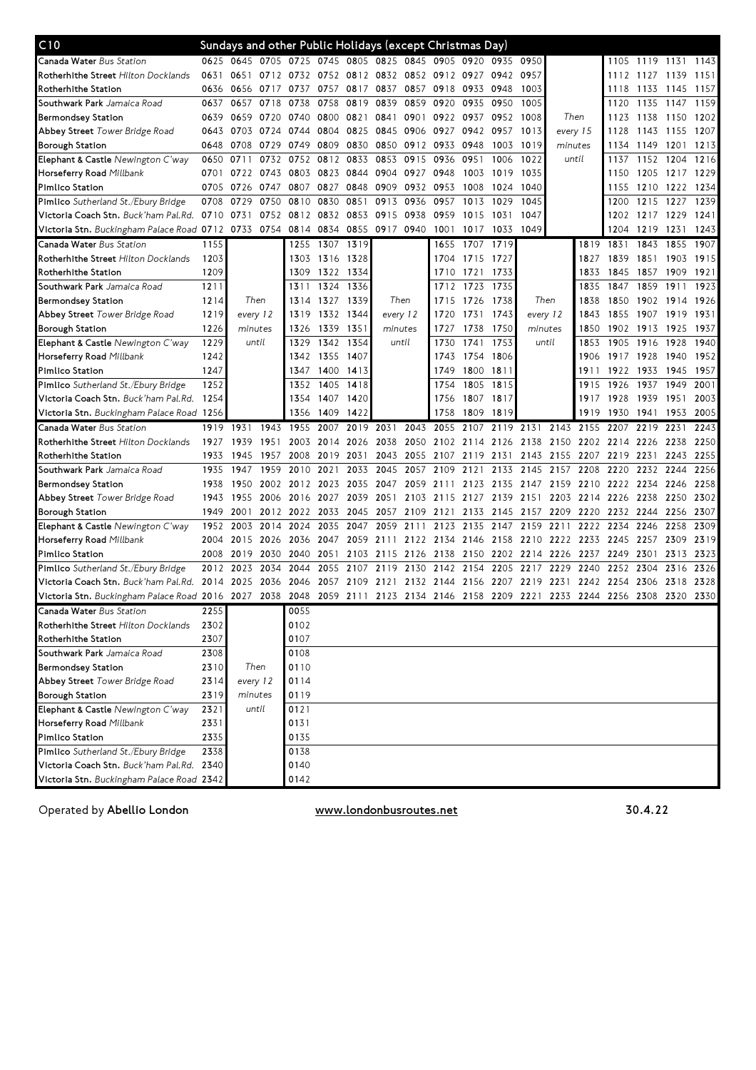## C10 — Sundays and other Public Holidays (except Christmas Day)

| Stop | | | | | | | | | | | | | | | | | |
|---|---|---|---|---|---|---|---|---|---|---|---|---|---|---|---|---|---|
| **Canada Water** *Bus Station* | 0625 | 0645 | 0705 | 0725 | 0745 | 0805 | 0825 | 0845 | 0905 | 0920 | 0935 | 0950 | | | 1105 | 1119 | 1131 | 1143 |
| **Rotherhithe Street** *Hilton Docklands* | 0631 | 0651 | 0712 | 0732 | 0752 | 0812 | 0832 | 0852 | 0912 | 0927 | 0942 | 0957 | | | 1112 | 1127 | 1139 | 1151 |
| **Rotherhithe Station** | 0636 | 0656 | 0717 | 0737 | 0757 | 0817 | 0837 | 0857 | 0918 | 0933 | 0948 | 1003 | | | 1118 | 1133 | 1145 | 1157 |
| **Southwark Park** *Jamaica Road* | 0637 | 0657 | 0718 | 0738 | 0758 | 0819 | 0839 | 0859 | 0920 | 0935 | 0950 | 1005 | | | 1120 | 1135 | 1147 | 1159 |
| **Bermondsey Station** | 0639 | 0659 | 0720 | 0740 | 0800 | 0821 | 0841 | 0901 | 0922 | 0937 | 0952 | 1008 | Then | | 1123 | 1138 | 1150 | 1202 |
| **Abbey Street** *Tower Bridge Road* | 0643 | 0703 | 0724 | 0744 | 0804 | 0825 | 0845 | 0906 | 0927 | 0942 | 0957 | 1013 | every 15 | | 1128 | 1143 | 1155 | 1207 |
| **Borough Station** | 0648 | 0708 | 0729 | 0749 | 0809 | 0830 | 0850 | 0912 | 0933 | 0948 | 1003 | 1019 | minutes | | 1134 | 1149 | 1201 | 1213 |
| **Elephant & Castle** *Newington C'way* | 0650 | 0711 | 0732 | 0752 | 0812 | 0833 | 0853 | 0915 | 0936 | 0951 | 1006 | 1022 | until | | 1137 | 1152 | 1204 | 1216 |
| **Horseferry Road** *Millbank* | 0701 | 0722 | 0743 | 0803 | 0823 | 0844 | 0904 | 0927 | 0948 | 1003 | 1019 | 1035 | | | 1150 | 1205 | 1217 | 1229 |
| **Pimlico Station** | 0705 | 0726 | 0747 | 0807 | 0827 | 0848 | 0909 | 0932 | 0953 | 1008 | 1024 | 1040 | | | 1155 | 1210 | 1222 | 1234 |
| **Pimlico** *Sutherland St./Ebury Bridge* | 0708 | 0729 | 0750 | 0810 | 0830 | 0851 | 0913 | 0936 | 0957 | 1013 | 1029 | 1045 | | | 1200 | 1215 | 1227 | 1239 |
| **Victoria Coach Stn.** *Buck'ham Pal.Rd.* | 0710 | 0731 | 0752 | 0812 | 0832 | 0853 | 0915 | 0938 | 0959 | 1015 | 1031 | 1047 | | | 1202 | 1217 | 1229 | 1241 |
| **Victoria Stn.** *Buckingham Palace Road* | 0712 | 0733 | 0754 | 0814 | 0834 | 0855 | 0917 | 0940 | 1001 | 1017 | 1033 | 1049 | | | 1204 | 1219 | 1231 | 1243 |

| Stop | | | | | | | | | | | | | | | | | | |
|---|---|---|---|---|---|---|---|---|---|---|---|---|---|---|---|---|---|---|
| **Canada Water** *Bus Station* | 1155 | | | 1255 | 1307 | 1319 | | | 1655 | 1707 | 1719 | | | 1819 | 1831 | 1843 | 1855 | 1907 |
| **Rotherhithe Street** *Hilton Docklands* | 1203 | | | 1303 | 1316 | 1328 | | | 1704 | 1715 | 1727 | | | 1827 | 1839 | 1851 | 1903 | 1915 |
| **Rotherhithe Station** | 1209 | | | 1309 | 1322 | 1334 | | | 1710 | 1721 | 1733 | | | 1833 | 1845 | 1857 | 1909 | 1921 |
| **Southwark Park** *Jamaica Road* | 1211 | | | 1311 | 1324 | 1336 | | | 1712 | 1723 | 1735 | | | 1835 | 1847 | 1859 | 1911 | 1923 |
| **Bermondsey Station** | 1214 | Then | | 1314 | 1327 | 1339 | Then | | 1715 | 1726 | 1738 | Then | | 1838 | 1850 | 1902 | 1914 | 1926 |
| **Abbey Street** *Tower Bridge Road* | 1219 | every 12 | | 1319 | 1332 | 1344 | every 12 | | 1720 | 1731 | 1743 | every 12 | | 1843 | 1855 | 1907 | 1919 | 1931 |
| **Borough Station** | 1226 | minutes | | 1326 | 1339 | 1351 | minutes | | 1727 | 1738 | 1750 | minutes | | 1850 | 1902 | 1913 | 1925 | 1937 |
| **Elephant & Castle** *Newington C'way* | 1229 | until | | 1329 | 1342 | 1354 | until | | 1730 | 1741 | 1753 | until | | 1853 | 1905 | 1916 | 1928 | 1940 |
| **Horseferry Road** *Millbank* | 1242 | | | 1342 | 1355 | 1407 | | | 1743 | 1754 | 1806 | | | 1906 | 1917 | 1928 | 1940 | 1952 |
| **Pimlico Station** | 1247 | | | 1347 | 1400 | 1413 | | | 1749 | 1800 | 1811 | | | 1911 | 1922 | 1933 | 1945 | 1957 |
| **Pimlico** *Sutherland St./Ebury Bridge* | 1252 | | | 1352 | 1405 | 1418 | | | 1754 | 1805 | 1815 | | | 1915 | 1926 | 1937 | 1949 | 2001 |
| **Victoria Coach Stn.** *Buck'ham Pal.Rd.* | 1254 | | | 1354 | 1407 | 1420 | | | 1756 | 1807 | 1817 | | | 1917 | 1928 | 1939 | 1951 | 2003 |
| **Victoria Stn.** *Buckingham Palace Road* | 1256 | | | 1356 | 1409 | 1422 | | | 1758 | 1809 | 1819 | | | 1919 | 1930 | 1941 | 1953 | 2005 |

| Stop | | | | | | | | | | | | | | | | | | |
|---|---|---|---|---|---|---|---|---|---|---|---|---|---|---|---|---|---|---|
| **Canada Water** *Bus Station* | 1919 | 1931 | 1943 | 1955 | 2007 | 2019 | 2031 | 2043 | 2055 | 2107 | 2119 | 2131 | 2143 | 2155 | 2207 | 2219 | 2231 | 2243 |
| **Rotherhithe Street** *Hilton Docklands* | 1927 | 1939 | 1951 | 2003 | 2014 | 2026 | 2038 | 2050 | 2102 | 2114 | 2126 | 2138 | 2150 | 2202 | 2214 | 2226 | 2238 | 2250 |
| **Rotherhithe Station** | 1933 | 1945 | 1957 | 2008 | 2019 | 2031 | 2043 | 2055 | 2107 | 2119 | 2131 | 2143 | 2155 | 2207 | 2219 | 2231 | 2243 | 2255 |
| **Southwark Park** *Jamaica Road* | 1935 | 1947 | 1959 | 2010 | 2021 | 2033 | 2045 | 2057 | 2109 | 2121 | 2133 | 2145 | 2157 | 2208 | 2220 | 2232 | 2244 | 2256 |
| **Bermondsey Station** | 1938 | 1950 | 2002 | 2012 | 2023 | 2035 | 2047 | 2059 | 2111 | 2123 | 2135 | 2147 | 2159 | 2210 | 2222 | 2234 | 2246 | 2258 |
| **Abbey Street** *Tower Bridge Road* | 1943 | 1955 | 2006 | 2016 | 2027 | 2039 | 2051 | 2103 | 2115 | 2127 | 2139 | 2151 | 2203 | 2214 | 2226 | 2238 | 2250 | 2302 |
| **Borough Station** | 1949 | 2001 | 2012 | 2022 | 2033 | 2045 | 2057 | 2109 | 2121 | 2133 | 2145 | 2157 | 2209 | 2220 | 2232 | 2244 | 2256 | 2307 |
| **Elephant & Castle** *Newington C'way* | 1952 | 2003 | 2014 | 2024 | 2035 | 2047 | 2059 | 2111 | 2123 | 2135 | 2147 | 2159 | 2211 | 2222 | 2234 | 2246 | 2258 | 2309 |
| **Horseferry Road** *Millbank* | 2004 | 2015 | 2026 | 2036 | 2047 | 2059 | 2111 | 2122 | 2134 | 2146 | 2158 | 2210 | 2222 | 2233 | 2245 | 2257 | 2309 | 2319 |
| **Pimlico Station** | 2008 | 2019 | 2030 | 2040 | 2051 | 2103 | 2115 | 2126 | 2138 | 2150 | 2202 | 2214 | 2226 | 2237 | 2249 | 2301 | 2313 | 2323 |
| **Pimlico** *Sutherland St./Ebury Bridge* | 2012 | 2023 | 2034 | 2044 | 2055 | 2107 | 2119 | 2130 | 2142 | 2154 | 2205 | 2217 | 2229 | 2240 | 2252 | 2304 | 2316 | 2326 |
| **Victoria Coach Stn.** *Buck'ham Pal.Rd.* | 2014 | 2025 | 2036 | 2046 | 2057 | 2109 | 2121 | 2132 | 2144 | 2156 | 2207 | 2219 | 2231 | 2242 | 2254 | 2306 | 2318 | 2328 |
| **Victoria Stn.** *Buckingham Palace Road* | 2016 | 2027 | 2038 | 2048 | 2059 | 2111 | 2123 | 2134 | 2146 | 2158 | 2209 | 2221 | 2233 | 2244 | 2256 | 2308 | 2320 | 2330 |

| Stop | | | | |
|---|---|---|---|---|
| **Canada Water** *Bus Station* | 2255 | | | 0055 |
| **Rotherhithe Street** *Hilton Docklands* | 2302 | | | 0102 |
| **Rotherhithe Station** | 2307 | | | 0107 |
| **Southwark Park** *Jamaica Road* | 2308 | | | 0108 |
| **Bermondsey Station** | 2310 | Then | | 0110 |
| **Abbey Street** *Tower Bridge Road* | 2314 | every 12 | | 0114 |
| **Borough Station** | 2319 | minutes | | 0119 |
| **Elephant & Castle** *Newington C'way* | 2321 | until | | 0121 |
| **Horseferry Road** *Millbank* | 2331 | | | 0131 |
| **Pimlico Station** | 2335 | | | 0135 |
| **Pimlico** *Sutherland St./Ebury Bridge* | 2338 | | | 0138 |
| **Victoria Coach Stn.** *Buck'ham Pal.Rd.* | 2340 | | | 0140 |
| **Victoria Stn.** *Buckingham Palace Road* | 2342 | | | 0142 |

Operated by **Abellio London** — www.londonbusroutes.net — 30.4.22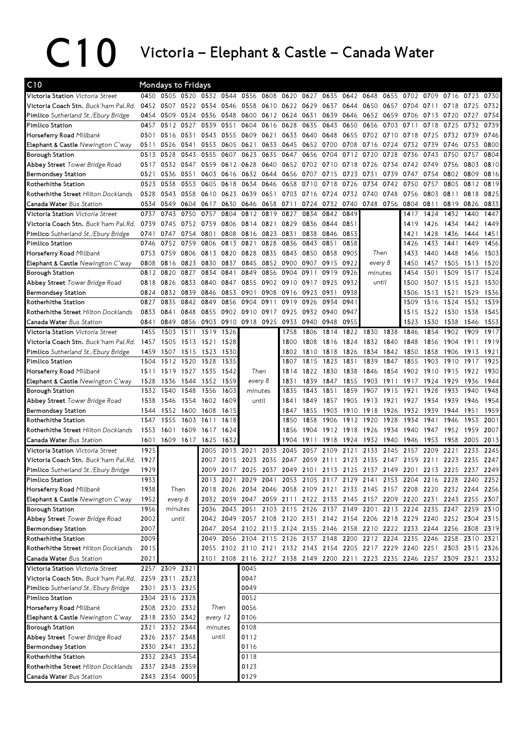# C10 Victoria – Elephant & Castle – Canada Water

| C10 | Mondays to Fridays | | | | | | | | | | | | | | | | | |
|---|---|---|---|---|---|---|---|---|---|---|---|---|---|---|---|---|---|---|
| **Victoria Station** *Victoria Street* | 0450 | 0505 | 0520 | 0532 | 0544 | 0556 | 0608 | 0620 | 0627 | 0635 | 0642 | 0648 | 0655 | 0702 | 0709 | 0716 | 0723 | 0730 |
| **Victoria Coach Stn.** *Buck'ham Pal.Rd.* | 0452 | 0507 | 0522 | 0534 | 0546 | 0558 | 0610 | 0622 | 0629 | 0637 | 0644 | 0650 | 0657 | 0704 | 0711 | 0718 | 0725 | 0732 |
| **Pimlico** *Sutherland St./Ebury Bridge* | 0454 | 0509 | 0524 | 0536 | 0548 | 0600 | 0612 | 0624 | 0631 | 0639 | 0646 | 0652 | 0659 | 0706 | 0713 | 0720 | 0727 | 0734 |
| **Pimlico Station** | 0457 | 0512 | 0527 | 0539 | 0551 | 0604 | 0616 | 0628 | 0635 | 0643 | 0650 | 0656 | 0703 | 0711 | 0718 | 0725 | 0732 | 0739 |
| **Horseferry Road** *Millbank* | 0501 | 0516 | 0531 | 0543 | 0555 | 0609 | 0621 | 0633 | 0640 | 0648 | 0655 | 0702 | 0710 | 0718 | 0725 | 0732 | 0739 | 0746 |
| **Elephant & Castle** *Newington C'way* | 0511 | 0526 | 0541 | 0553 | 0605 | 0621 | 0633 | 0645 | 0652 | 0700 | 0708 | 0716 | 0724 | 0732 | 0739 | 0746 | 0753 | 0800 |
| **Borough Station** | 0513 | 0528 | 0543 | 0555 | 0607 | 0623 | 0635 | 0647 | 0656 | 0704 | 0712 | 0720 | 0728 | 0736 | 0743 | 0750 | 0757 | 0804 |
| **Abbey Street** *Tower Bridge Road* | 0517 | 0532 | 0547 | 0559 | 0612 | 0628 | 0640 | 0652 | 0702 | 0710 | 0718 | 0726 | 0734 | 0742 | 0749 | 0756 | 0803 | 0810 |
| **Bermondsey Station** | 0521 | 0536 | 0551 | 0603 | 0616 | 0632 | 0644 | 0656 | 0707 | 0715 | 0723 | 0731 | 0739 | 0747 | 0754 | 0802 | 0809 | 0816 |
| **Rotherhithe Station** | 0523 | 0538 | 0553 | 0605 | 0618 | 0634 | 0646 | 0658 | 0710 | 0718 | 0726 | 0734 | 0742 | 0750 | 0757 | 0805 | 0812 | 0819 |
| **Rotherhithe Street** *Hilton Docklands* | 0528 | 0543 | 0558 | 0610 | 0623 | 0639 | 0651 | 0703 | 0716 | 0724 | 0732 | 0740 | 0748 | 0756 | 0803 | 0811 | 0818 | 0825 |
| **Canada Water** *Bus Station* | 0534 | 0549 | 0604 | 0617 | 0630 | 0646 | 0658 | 0711 | 0724 | 0732 | 0740 | 0748 | 0756 | 0804 | 0811 | 0819 | 0826 | 0833 |
| **Victoria Station** *Victoria Street* | 0737 | 0743 | 0750 | 0757 | 0804 | 0812 | 0819 | 0827 | 0834 | 0842 | 0849 | | | 1417 | 1424 | 1432 | 1440 | 1447 |
| **Victoria Coach Stn.** *Buck'ham Pal.Rd.* | 0739 | 0745 | 0752 | 0759 | 0806 | 0814 | 0821 | 0829 | 0836 | 0844 | 0851 | | | 1419 | 1426 | 1434 | 1442 | 1449 |
| **Pimlico** *Sutherland St./Ebury Bridge* | 0741 | 0747 | 0754 | 0801 | 0808 | 0816 | 0823 | 0831 | 0838 | 0846 | 0853 | | | 1421 | 1428 | 1436 | 1444 | 1451 |
| **Pimlico Station** | 0746 | 0752 | 0759 | 0806 | 0813 | 0821 | 0828 | 0836 | 0843 | 0851 | 0858 | | | 1426 | 1433 | 1441 | 1449 | 1456 |
| **Horseferry Road** *Millbank* | 0753 | 0759 | 0806 | 0813 | 0820 | 0828 | 0835 | 0843 | 0850 | 0858 | 0905 | Then | | 1433 | 1440 | 1448 | 1456 | 1503 |
| **Elephant & Castle** *Newington C'way* | 0808 | 0816 | 0823 | 0830 | 0837 | 0845 | 0852 | 0900 | 0907 | 0915 | 0922 | every 8 | | 1450 | 1457 | 1505 | 1513 | 1520 |
| **Borough Station** | 0812 | 0820 | 0827 | 0834 | 0841 | 0849 | 0856 | 0904 | 0911 | 0919 | 0926 | minutes | | 1454 | 1501 | 1509 | 1517 | 1524 |
| **Abbey Street** *Tower Bridge Road* | 0818 | 0826 | 0833 | 0840 | 0847 | 0855 | 0902 | 0910 | 0917 | 0925 | 0932 | until | | 1500 | 1507 | 1515 | 1523 | 1530 |
| **Bermondsey Station** | 0824 | 0832 | 0839 | 0846 | 0853 | 0901 | 0908 | 0916 | 0923 | 0931 | 0938 | | | 1506 | 1513 | 1521 | 1529 | 1536 |
| **Rotherhithe Station** | 0827 | 0835 | 0842 | 0849 | 0856 | 0904 | 0911 | 0919 | 0926 | 0934 | 0941 | | | 1509 | 1516 | 1524 | 1532 | 1539 |
| **Rotherhithe Street** *Hilton Docklands* | 0833 | 0841 | 0848 | 0855 | 0902 | 0910 | 0917 | 0925 | 0932 | 0940 | 0947 | | | 1515 | 1522 | 1530 | 1538 | 1545 |
| **Canada Water** *Bus Station* | 0841 | 0849 | 0856 | 0903 | 0910 | 0918 | 0925 | 0933 | 0940 | 0948 | 0955 | | | 1523 | 1530 | 1538 | 1546 | 1553 |
| **Victoria Station** *Victoria Street* | 1455 | 1503 | 1511 | 1519 | 1526 | | | 1758 | 1806 | 1814 | 1822 | 1830 | 1838 | 1846 | 1854 | 1902 | 1909 | 1917 |
| **Victoria Coach Stn.** *Buck'ham Pal.Rd.* | 1457 | 1505 | 1513 | 1521 | 1528 | | | 1800 | 1808 | 1816 | 1824 | 1832 | 1840 | 1848 | 1856 | 1904 | 1911 | 1919 |
| **Pimlico** *Sutherland St./Ebury Bridge* | 1459 | 1507 | 1515 | 1523 | 1530 | | | 1802 | 1810 | 1818 | 1826 | 1834 | 1842 | 1850 | 1858 | 1906 | 1913 | 1921 |
| **Pimlico Station** | 1504 | 1512 | 1520 | 1528 | 1535 | | | 1807 | 1815 | 1823 | 1831 | 1839 | 1847 | 1855 | 1903 | 1910 | 1917 | 1925 |
| **Horseferry Road** *Millbank* | 1511 | 1519 | 1527 | 1535 | 1542 | Then | | 1814 | 1822 | 1830 | 1838 | 1846 | 1854 | 1902 | 1910 | 1915 | 1922 | 1930 |
| **Elephant & Castle** *Newington C'way* | 1528 | 1536 | 1544 | 1552 | 1559 | every 8 | | 1831 | 1839 | 1847 | 1855 | 1903 | 1911 | 1917 | 1924 | 1929 | 1936 | 1944 |
| **Borough Station** | 1532 | 1540 | 1548 | 1556 | 1603 | minutes | | 1835 | 1843 | 1851 | 1859 | 1907 | 1915 | 1921 | 1928 | 1933 | 1940 | 1948 |
| **Abbey Street** *Tower Bridge Road* | 1538 | 1546 | 1554 | 1602 | 1609 | until | | 1841 | 1849 | 1857 | 1905 | 1913 | 1921 | 1927 | 1934 | 1939 | 1946 | 1954 |
| **Bermondsey Station** | 1544 | 1552 | 1600 | 1608 | 1615 | | | 1847 | 1855 | 1903 | 1910 | 1918 | 1926 | 1932 | 1939 | 1944 | 1951 | 1959 |
| **Rotherhithe Station** | 1547 | 1555 | 1603 | 1611 | 1618 | | | 1850 | 1858 | 1906 | 1912 | 1920 | 1928 | 1934 | 1941 | 1946 | 1953 | 2001 |
| **Rotherhithe Street** *Hilton Docklands* | 1553 | 1601 | 1609 | 1617 | 1624 | | | 1856 | 1904 | 1912 | 1918 | 1926 | 1934 | 1940 | 1947 | 1952 | 1959 | 2007 |
| **Canada Water** *Bus Station* | 1601 | 1609 | 1617 | 1625 | 1632 | | | 1904 | 1911 | 1918 | 1924 | 1932 | 1940 | 1946 | 1953 | 1958 | 2005 | 2013 |
| **Victoria Station** *Victoria Street* | 1925 | | | 2005 | 2013 | 2021 | 2033 | 2045 | 2057 | 2109 | 2121 | 2133 | 2145 | 2157 | 2209 | 2221 | 2233 | 2245 |
| **Victoria Coach Stn.** *Buck'ham Pal.Rd.* | 1927 | | | 2007 | 2015 | 2023 | 2035 | 2047 | 2059 | 2111 | 2123 | 2135 | 2147 | 2159 | 2211 | 2223 | 2235 | 2247 |
| **Pimlico** *Sutherland St./Ebury Bridge* | 1929 | | | 2009 | 2017 | 2025 | 2037 | 2049 | 2101 | 2113 | 2125 | 2137 | 2149 | 2201 | 2213 | 2225 | 2237 | 2249 |
| **Pimlico Station** | 1933 | | | 2013 | 2021 | 2029 | 2041 | 2053 | 2105 | 2117 | 2129 | 2141 | 2153 | 2204 | 2216 | 2228 | 2240 | 2252 |
| **Horseferry Road** *Millbank* | 1938 | Then | | 2018 | 2026 | 2034 | 2046 | 2058 | 2109 | 2121 | 2133 | 2145 | 2157 | 2208 | 2220 | 2232 | 2244 | 2256 |
| **Elephant & Castle** *Newington C'way* | 1952 | every 8 | | 2032 | 2039 | 2047 | 2059 | 2111 | 2122 | 2133 | 2145 | 2157 | 2209 | 2220 | 2231 | 2243 | 2255 | 2307 |
| **Borough Station** | 1956 | minutes | | 2036 | 2043 | 2051 | 2103 | 2115 | 2126 | 2137 | 2149 | 2201 | 2213 | 2224 | 2235 | 2247 | 2259 | 2310 |
| **Abbey Street** *Tower Bridge Road* | 2002 | until | | 2042 | 2049 | 2057 | 2108 | 2120 | 2131 | 2142 | 2154 | 2206 | 2218 | 2229 | 2240 | 2252 | 2304 | 2315 |
| **Bermondsey Station** | 2007 | | | 2047 | 2054 | 2102 | 2113 | 2124 | 2135 | 2146 | 2158 | 2210 | 2222 | 2233 | 2244 | 2256 | 2308 | 2319 |
| **Rotherhithe Station** | 2009 | | | 2049 | 2056 | 2104 | 2115 | 2126 | 2137 | 2148 | 2200 | 2212 | 2224 | 2235 | 2246 | 2258 | 2310 | 2321 |
| **Rotherhithe Street** *Hilton Docklands* | 2015 | | | 2055 | 2102 | 2110 | 2121 | 2132 | 2143 | 2154 | 2205 | 2217 | 2229 | 2240 | 2251 | 2303 | 2315 | 2326 |
| **Canada Water** *Bus Station* | 2021 | | | 2101 | 2108 | 2116 | 2127 | 2138 | 2149 | 2200 | 2211 | 2223 | 2235 | 2246 | 2257 | 2309 | 2321 | 2332 |
| **Victoria Station** *Victoria Street* | 2257 | 2309 | 2321 | | | 0045 | | | | | | | | | | | | |
| **Victoria Coach Stn.** *Buck'ham Pal.Rd.* | 2259 | 2311 | 2323 | | | 0047 | | | | | | | | | | | | |
| **Pimlico** *Sutherland St./Ebury Bridge* | 2301 | 2313 | 2325 | | | 0049 | | | | | | | | | | | | |
| **Pimlico Station** | 2304 | 2316 | 2328 | | | 0052 | | | | | | | | | | | | |
| **Horseferry Road** *Millbank* | 2308 | 2320 | 2332 | Then | | 0056 | | | | | | | | | | | | |
| **Elephant & Castle** *Newington C'way* | 2318 | 2330 | 2342 | every 12 | | 0106 | | | | | | | | | | | | |
| **Borough Station** | 2321 | 2332 | 2344 | minutes | | 0108 | | | | | | | | | | | | |
| **Abbey Street** *Tower Bridge Road* | 2326 | 2337 | 2348 | until | | 0112 | | | | | | | | | | | | |
| **Bermondsey Station** | 2330 | 2341 | 2352 | | | 0116 | | | | | | | | | | | | |
| **Rotherhithe Station** | 2332 | 2343 | 2354 | | | 0118 | | | | | | | | | | | | |
| **Rotherhithe Street** *Hilton Docklands* | 2337 | 2348 | 2359 | | | 0123 | | | | | | | | | | | | |
| **Canada Water** *Bus Station* | 2343 | 2354 | 0005 | | | 0129 | | | | | | | | | | | | |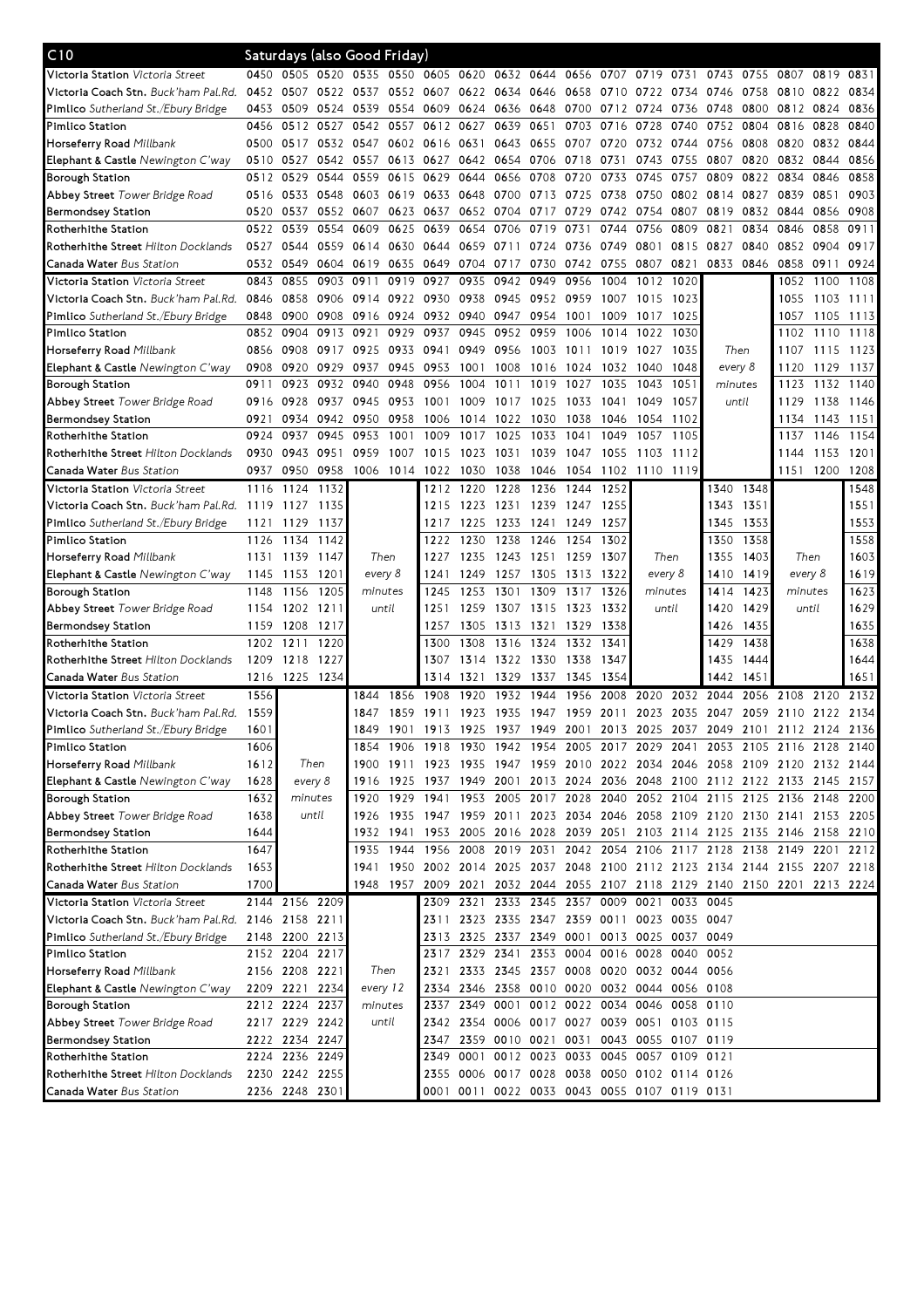## C10 Saturdays (also Good Friday)

| Stop | | | | | | | | | | | | | | | | | | |
|---|---|---|---|---|---|---|---|---|---|---|---|---|---|---|---|---|---|---|
| **Victoria Station** *Victoria Street* | 0450 | 0505 | 0520 | 0535 | 0550 | 0605 | 0620 | 0632 | 0644 | 0656 | 0707 | 0719 | 0731 | 0743 | 0755 | 0807 | 0819 | 0831 |
| **Victoria Coach Stn.** *Buck'ham Pal.Rd.* | 0452 | 0507 | 0522 | 0537 | 0552 | 0607 | 0622 | 0634 | 0646 | 0658 | 0710 | 0722 | 0734 | 0746 | 0758 | 0810 | 0822 | 0834 |
| **Pimlico** *Sutherland St./Ebury Bridge* | 0453 | 0509 | 0524 | 0539 | 0554 | 0609 | 0624 | 0636 | 0648 | 0700 | 0712 | 0724 | 0736 | 0748 | 0800 | 0812 | 0824 | 0836 |
| **Pimlico Station** | 0456 | 0512 | 0527 | 0542 | 0557 | 0612 | 0627 | 0639 | 0651 | 0703 | 0716 | 0728 | 0740 | 0752 | 0804 | 0816 | 0828 | 0840 |
| **Horseferry Road** *Millbank* | 0500 | 0517 | 0532 | 0547 | 0602 | 0616 | 0631 | 0643 | 0655 | 0707 | 0720 | 0732 | 0744 | 0756 | 0808 | 0820 | 0832 | 0844 |
| **Elephant & Castle** *Newington C'way* | 0510 | 0527 | 0542 | 0557 | 0613 | 0627 | 0642 | 0654 | 0706 | 0718 | 0731 | 0743 | 0755 | 0807 | 0820 | 0832 | 0844 | 0856 |
| **Borough Station** | 0512 | 0529 | 0544 | 0559 | 0615 | 0629 | 0644 | 0656 | 0708 | 0720 | 0733 | 0745 | 0757 | 0809 | 0822 | 0834 | 0846 | 0858 |
| **Abbey Street** *Tower Bridge Road* | 0516 | 0533 | 0548 | 0603 | 0619 | 0633 | 0648 | 0700 | 0713 | 0725 | 0738 | 0750 | 0802 | 0814 | 0827 | 0839 | 0851 | 0903 |
| **Bermondsey Station** | 0520 | 0537 | 0552 | 0607 | 0623 | 0637 | 0652 | 0704 | 0717 | 0729 | 0742 | 0754 | 0807 | 0819 | 0832 | 0844 | 0856 | 0908 |
| **Rotherhithe Station** | 0522 | 0539 | 0554 | 0609 | 0625 | 0639 | 0654 | 0706 | 0719 | 0731 | 0744 | 0756 | 0809 | 0821 | 0834 | 0846 | 0858 | 0911 |
| **Rotherhithe Street** *Hilton Docklands* | 0527 | 0544 | 0559 | 0614 | 0630 | 0644 | 0659 | 0711 | 0724 | 0736 | 0749 | 0801 | 0815 | 0827 | 0840 | 0852 | 0904 | 0917 |
| **Canada Water** *Bus Station* | 0532 | 0549 | 0604 | 0619 | 0635 | 0649 | 0704 | 0717 | 0730 | 0742 | 0755 | 0807 | 0821 | 0833 | 0846 | 0858 | 0911 | 0924 |
| **Victoria Station** *Victoria Street* | 0843 | 0855 | 0903 | 0911 | 0919 | 0927 | 0935 | 0942 | 0949 | 0956 | 1004 | 1012 | 1020 | Then every 8 minutes until | | 1052 | 1100 | 1108 |
| **Victoria Coach Stn.** *Buck'ham Pal.Rd.* | 0846 | 0858 | 0906 | 0914 | 0922 | 0930 | 0938 | 0945 | 0952 | 0959 | 1007 | 1015 | 1023 | | | 1055 | 1103 | 1111 |
| **Pimlico** *Sutherland St./Ebury Bridge* | 0848 | 0900 | 0908 | 0916 | 0924 | 0932 | 0940 | 0947 | 0954 | 1001 | 1009 | 1017 | 1025 | | | 1057 | 1105 | 1113 |
| **Pimlico Station** | 0852 | 0904 | 0913 | 0921 | 0929 | 0937 | 0945 | 0952 | 0959 | 1006 | 1014 | 1022 | 1030 | | | 1102 | 1110 | 1118 |
| **Horseferry Road** *Millbank* | 0856 | 0908 | 0917 | 0925 | 0933 | 0941 | 0949 | 0956 | 1003 | 1011 | 1019 | 1027 | 1035 | | | 1107 | 1115 | 1123 |
| **Elephant & Castle** *Newington C'way* | 0908 | 0920 | 0929 | 0937 | 0945 | 0953 | 1001 | 1008 | 1016 | 1024 | 1032 | 1040 | 1048 | | | 1120 | 1129 | 1137 |
| **Borough Station** | 0911 | 0923 | 0932 | 0940 | 0948 | 0956 | 1004 | 1011 | 1019 | 1027 | 1035 | 1043 | 1051 | | | 1123 | 1132 | 1140 |
| **Abbey Street** *Tower Bridge Road* | 0916 | 0928 | 0937 | 0945 | 0953 | 1001 | 1009 | 1017 | 1025 | 1033 | 1041 | 1049 | 1057 | | | 1129 | 1138 | 1146 |
| **Bermondsey Station** | 0921 | 0934 | 0942 | 0950 | 0958 | 1006 | 1014 | 1022 | 1030 | 1038 | 1046 | 1054 | 1102 | | | 1134 | 1143 | 1151 |
| **Rotherhithe Station** | 0924 | 0937 | 0945 | 0953 | 1001 | 1009 | 1017 | 1025 | 1033 | 1041 | 1049 | 1057 | 1105 | | | 1137 | 1146 | 1154 |
| **Rotherhithe Street** *Hilton Docklands* | 0930 | 0943 | 0951 | 0959 | 1007 | 1015 | 1023 | 1031 | 1039 | 1047 | 1055 | 1103 | 1112 | | | 1144 | 1153 | 1201 |
| **Canada Water** *Bus Station* | 0937 | 0950 | 0958 | 1006 | 1014 | 1022 | 1030 | 1038 | 1046 | 1054 | 1102 | 1110 | 1119 | | | 1151 | 1200 | 1208 |
| **Victoria Station** *Victoria Street* | 1116 | 1124 | 1132 | Then every 8 minutes until | | 1212 | 1220 | 1228 | 1236 | 1244 | 1252 | Then every 8 minutes until | | 1340 | 1348 | Then every 8 minutes until | | 1548 |
| **Victoria Coach Stn.** *Buck'ham Pal.Rd.* | 1119 | 1127 | 1135 | | | 1215 | 1223 | 1231 | 1239 | 1247 | 1255 | | | 1343 | 1351 | | | 1551 |
| **Pimlico** *Sutherland St./Ebury Bridge* | 1121 | 1129 | 1137 | | | 1217 | 1225 | 1233 | 1241 | 1249 | 1257 | | | 1345 | 1353 | | | 1553 |
| **Pimlico Station** | 1126 | 1134 | 1142 | | | 1222 | 1230 | 1238 | 1246 | 1254 | 1302 | | | 1350 | 1358 | | | 1558 |
| **Horseferry Road** *Millbank* | 1131 | 1139 | 1147 | | | 1227 | 1235 | 1243 | 1251 | 1259 | 1307 | | | 1355 | 1403 | | | 1603 |
| **Elephant & Castle** *Newington C'way* | 1145 | 1153 | 1201 | | | 1241 | 1249 | 1257 | 1305 | 1313 | 1322 | | | 1410 | 1419 | | | 1619 |
| **Borough Station** | 1148 | 1156 | 1205 | | | 1245 | 1253 | 1301 | 1309 | 1317 | 1326 | | | 1414 | 1423 | | | 1623 |
| **Abbey Street** *Tower Bridge Road* | 1154 | 1202 | 1211 | | | 1251 | 1259 | 1307 | 1315 | 1323 | 1332 | | | 1420 | 1429 | | | 1629 |
| **Bermondsey Station** | 1159 | 1208 | 1217 | | | 1257 | 1305 | 1313 | 1321 | 1329 | 1338 | | | 1426 | 1435 | | | 1635 |
| **Rotherhithe Station** | 1202 | 1211 | 1220 | | | 1300 | 1308 | 1316 | 1324 | 1332 | 1341 | | | 1429 | 1438 | | | 1638 |
| **Rotherhithe Street** *Hilton Docklands* | 1209 | 1218 | 1227 | | | 1307 | 1314 | 1322 | 1330 | 1338 | 1347 | | | 1435 | 1444 | | | 1644 |
| **Canada Water** *Bus Station* | 1216 | 1225 | 1234 | | | 1314 | 1321 | 1329 | 1337 | 1345 | 1354 | | | 1442 | 1451 | | | 1651 |
| **Victoria Station** *Victoria Street* | 1556 | Then every 8 minutes until | | 1844 | 1856 | 1908 | 1920 | 1932 | 1944 | 1956 | 2008 | 2020 | 2032 | 2044 | 2056 | 2108 | 2120 | 2132 |
| **Victoria Coach Stn.** *Buck'ham Pal.Rd.* | 1559 | | | 1847 | 1859 | 1911 | 1923 | 1935 | 1947 | 1959 | 2011 | 2023 | 2035 | 2047 | 2059 | 2110 | 2122 | 2134 |
| **Pimlico** *Sutherland St./Ebury Bridge* | 1601 | | | 1849 | 1901 | 1913 | 1925 | 1937 | 1949 | 2001 | 2013 | 2025 | 2037 | 2049 | 2101 | 2112 | 2124 | 2136 |
| **Pimlico Station** | 1606 | | | 1854 | 1906 | 1918 | 1930 | 1942 | 1954 | 2005 | 2017 | 2029 | 2041 | 2053 | 2105 | 2116 | 2128 | 2140 |
| **Horseferry Road** *Millbank* | 1612 | | | 1900 | 1911 | 1923 | 1935 | 1947 | 1959 | 2010 | 2022 | 2034 | 2046 | 2058 | 2109 | 2120 | 2132 | 2144 |
| **Elephant & Castle** *Newington C'way* | 1628 | | | 1916 | 1925 | 1937 | 1949 | 2001 | 2013 | 2024 | 2036 | 2048 | 2100 | 2112 | 2122 | 2133 | 2145 | 2157 |
| **Borough Station** | 1632 | | | 1920 | 1929 | 1941 | 1953 | 2005 | 2017 | 2028 | 2040 | 2052 | 2104 | 2115 | 2125 | 2136 | 2148 | 2200 |
| **Abbey Street** *Tower Bridge Road* | 1638 | | | 1926 | 1935 | 1947 | 1959 | 2011 | 2023 | 2034 | 2046 | 2058 | 2109 | 2120 | 2130 | 2141 | 2153 | 2205 |
| **Bermondsey Station** | 1644 | | | 1932 | 1941 | 1953 | 2005 | 2016 | 2028 | 2039 | 2051 | 2103 | 2114 | 2125 | 2135 | 2146 | 2158 | 2210 |
| **Rotherhithe Station** | 1647 | | | 1935 | 1944 | 1956 | 2008 | 2019 | 2031 | 2042 | 2054 | 2106 | 2117 | 2128 | 2138 | 2149 | 2201 | 2212 |
| **Rotherhithe Street** *Hilton Docklands* | 1653 | | | 1941 | 1950 | 2002 | 2014 | 2025 | 2037 | 2048 | 2100 | 2112 | 2123 | 2134 | 2144 | 2155 | 2207 | 2218 |
| **Canada Water** *Bus Station* | 1700 | | | 1948 | 1957 | 2009 | 2021 | 2032 | 2044 | 2055 | 2107 | 2118 | 2129 | 2140 | 2150 | 2201 | 2213 | 2224 |
| **Victoria Station** *Victoria Street* | 2144 | 2156 | 2209 | Then every 12 minutes until | | 2309 | 2321 | 2333 | 2345 | 2357 | 0009 | 0021 | 0033 | 0045 | | | | |
| **Victoria Coach Stn.** *Buck'ham Pal.Rd.* | 2146 | 2158 | 2211 | | | 2311 | 2323 | 2335 | 2347 | 2359 | 0011 | 0023 | 0035 | 0047 | | | | |
| **Pimlico** *Sutherland St./Ebury Bridge* | 2148 | 2200 | 2213 | | | 2313 | 2325 | 2337 | 2349 | 0001 | 0013 | 0025 | 0037 | 0049 | | | | |
| **Pimlico Station** | 2152 | 2204 | 2217 | | | 2317 | 2329 | 2341 | 2353 | 0004 | 0016 | 0028 | 0040 | 0052 | | | | |
| **Horseferry Road** *Millbank* | 2156 | 2208 | 2221 | | | 2321 | 2333 | 2345 | 2357 | 0008 | 0020 | 0032 | 0044 | 0056 | | | | |
| **Elephant & Castle** *Newington C'way* | 2209 | 2221 | 2234 | | | 2334 | 2346 | 2358 | 0010 | 0020 | 0032 | 0044 | 0056 | 0108 | | | | |
| **Borough Station** | 2212 | 2224 | 2237 | | | 2337 | 2349 | 0001 | 0012 | 0022 | 0034 | 0046 | 0058 | 0110 | | | | |
| **Abbey Street** *Tower Bridge Road* | 2217 | 2229 | 2242 | | | 2342 | 2354 | 0006 | 0017 | 0027 | 0039 | 0051 | 0103 | 0115 | | | | |
| **Bermondsey Station** | 2222 | 2234 | 2247 | | | 2347 | 2359 | 0010 | 0021 | 0031 | 0043 | 0055 | 0107 | 0119 | | | | |
| **Rotherhithe Station** | 2224 | 2236 | 2249 | | | 2349 | 0001 | 0012 | 0023 | 0033 | 0045 | 0057 | 0109 | 0121 | | | | |
| **Rotherhithe Street** *Hilton Docklands* | 2230 | 2242 | 2255 | | | 2355 | 0006 | 0017 | 0028 | 0038 | 0050 | 0102 | 0114 | 0126 | | | | |
| **Canada Water** *Bus Station* | 2236 | 2248 | 2301 | | | 0001 | 0011 | 0022 | 0033 | 0043 | 0055 | 0107 | 0119 | 0131 | | | | |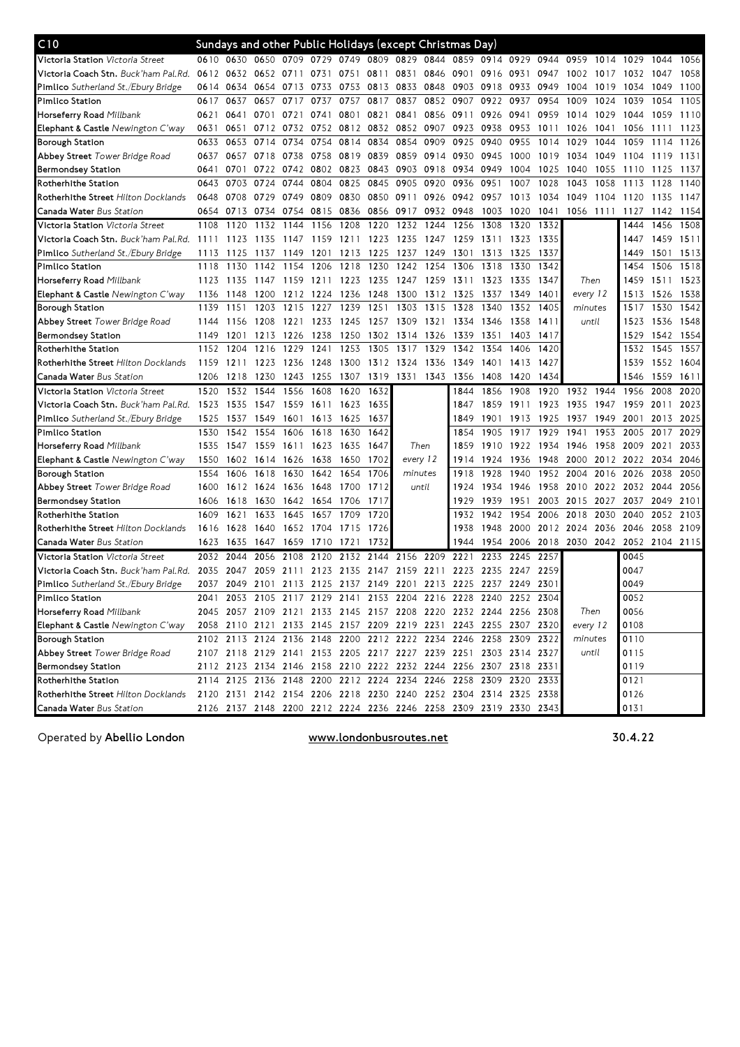## C10 — Sundays and other Public Holidays (except Christmas Day)

| | | | | | | | | | | | | | | | | | | |
|---|---|---|---|---|---|---|---|---|---|---|---|---|---|---|---|---|---|---|
| **Victoria Station** *Victoria Street* | 0610 | 0630 | 0650 | 0709 | 0729 | 0749 | 0809 | 0829 | 0844 | 0859 | 0914 | 0929 | 0944 | 0959 | 1014 | 1029 | 1044 | 1056 |
| **Victoria Coach Stn.** *Buck'ham Pal.Rd.* | 0612 | 0632 | 0652 | 0711 | 0731 | 0751 | 0811 | 0831 | 0846 | 0901 | 0916 | 0931 | 0947 | 1002 | 1017 | 1032 | 1047 | 1058 |
| **Pimlico** *Sutherland St./Ebury Bridge* | 0614 | 0634 | 0654 | 0713 | 0733 | 0753 | 0813 | 0833 | 0848 | 0903 | 0918 | 0933 | 0949 | 1004 | 1019 | 1034 | 1049 | 1100 |
| **Pimlico Station** | 0617 | 0637 | 0657 | 0717 | 0737 | 0757 | 0817 | 0837 | 0852 | 0907 | 0922 | 0937 | 0954 | 1009 | 1024 | 1039 | 1054 | 1105 |
| **Horseferry Road** *Millbank* | 0621 | 0641 | 0701 | 0721 | 0741 | 0801 | 0821 | 0841 | 0856 | 0911 | 0926 | 0941 | 0959 | 1014 | 1029 | 1044 | 1059 | 1110 |
| **Elephant & Castle** *Newington C'way* | 0631 | 0651 | 0712 | 0732 | 0752 | 0812 | 0832 | 0852 | 0907 | 0923 | 0938 | 0953 | 1011 | 1026 | 1041 | 1056 | 1111 | 1123 |
| **Borough Station** | 0633 | 0653 | 0714 | 0734 | 0754 | 0814 | 0834 | 0854 | 0909 | 0925 | 0940 | 0955 | 1014 | 1029 | 1044 | 1059 | 1114 | 1126 |
| **Abbey Street** *Tower Bridge Road* | 0637 | 0657 | 0718 | 0738 | 0758 | 0819 | 0839 | 0859 | 0914 | 0930 | 0945 | 1000 | 1019 | 1034 | 1049 | 1104 | 1119 | 1131 |
| **Bermondsey Station** | 0641 | 0701 | 0722 | 0742 | 0802 | 0823 | 0843 | 0903 | 0918 | 0934 | 0949 | 1004 | 1025 | 1040 | 1055 | 1110 | 1125 | 1137 |
| **Rotherhithe Station** | 0643 | 0703 | 0724 | 0744 | 0804 | 0825 | 0845 | 0905 | 0920 | 0936 | 0951 | 1007 | 1028 | 1043 | 1058 | 1113 | 1128 | 1140 |
| **Rotherhithe Street** *Hilton Docklands* | 0648 | 0708 | 0729 | 0749 | 0809 | 0830 | 0850 | 0911 | 0926 | 0942 | 0957 | 1013 | 1034 | 1049 | 1104 | 1120 | 1135 | 1147 |
| **Canada Water** *Bus Station* | 0654 | 0713 | 0734 | 0754 | 0815 | 0836 | 0856 | 0917 | 0932 | 0948 | 1003 | 1020 | 1041 | 1056 | 1111 | 1127 | 1142 | 1154 |

| | | | | | | | | | | | | | | | | | | |
|---|---|---|---|---|---|---|---|---|---|---|---|---|---|---|---|---|---|---|
| **Victoria Station** *Victoria Street* | 1108 | 1120 | 1132 | 1144 | 1156 | 1208 | 1220 | 1232 | 1244 | 1256 | 1308 | 1320 | 1332 | | | 1444 | 1456 | 1508 |
| **Victoria Coach Stn.** *Buck'ham Pal.Rd.* | 1111 | 1123 | 1135 | 1147 | 1159 | 1211 | 1223 | 1235 | 1247 | 1259 | 1311 | 1323 | 1335 | | | 1447 | 1459 | 1511 |
| **Pimlico** *Sutherland St./Ebury Bridge* | 1113 | 1125 | 1137 | 1149 | 1201 | 1213 | 1225 | 1237 | 1249 | 1301 | 1313 | 1325 | 1337 | | | 1449 | 1501 | 1513 |
| **Pimlico Station** | 1118 | 1130 | 1142 | 1154 | 1206 | 1218 | 1230 | 1242 | 1254 | 1306 | 1318 | 1330 | 1342 | | | 1454 | 1506 | 1518 |
| **Horseferry Road** *Millbank* | 1123 | 1135 | 1147 | 1159 | 1211 | 1223 | 1235 | 1247 | 1259 | 1311 | 1323 | 1335 | 1347 | *Then* | | 1459 | 1511 | 1523 |
| **Elephant & Castle** *Newington C'way* | 1136 | 1148 | 1200 | 1212 | 1224 | 1236 | 1248 | 1300 | 1312 | 1325 | 1337 | 1349 | 1401 | *every 12* | | 1513 | 1526 | 1538 |
| **Borough Station** | 1139 | 1151 | 1203 | 1215 | 1227 | 1239 | 1251 | 1303 | 1315 | 1328 | 1340 | 1352 | 1405 | *minutes* | | 1517 | 1530 | 1542 |
| **Abbey Street** *Tower Bridge Road* | 1144 | 1156 | 1208 | 1221 | 1233 | 1245 | 1257 | 1309 | 1321 | 1334 | 1346 | 1358 | 1411 | *until* | | 1523 | 1536 | 1548 |
| **Bermondsey Station** | 1149 | 1201 | 1213 | 1226 | 1238 | 1250 | 1302 | 1314 | 1326 | 1339 | 1351 | 1403 | 1417 | | | 1529 | 1542 | 1554 |
| **Rotherhithe Station** | 1152 | 1204 | 1216 | 1229 | 1241 | 1253 | 1305 | 1317 | 1329 | 1342 | 1354 | 1406 | 1420 | | | 1532 | 1545 | 1557 |
| **Rotherhithe Street** *Hilton Docklands* | 1159 | 1211 | 1223 | 1236 | 1248 | 1300 | 1312 | 1324 | 1336 | 1349 | 1401 | 1413 | 1427 | | | 1539 | 1552 | 1604 |
| **Canada Water** *Bus Station* | 1206 | 1218 | 1230 | 1243 | 1255 | 1307 | 1319 | 1331 | 1343 | 1356 | 1408 | 1420 | 1434 | | | 1546 | 1559 | 1611 |

| | | | | | | | | | | | | | | | | | | |
|---|---|---|---|---|---|---|---|---|---|---|---|---|---|---|---|---|---|---|
| **Victoria Station** *Victoria Street* | 1520 | 1532 | 1544 | 1556 | 1608 | 1620 | 1632 | | | 1844 | 1856 | 1908 | 1920 | 1932 | 1944 | 1956 | 2008 | 2020 |
| **Victoria Coach Stn.** *Buck'ham Pal.Rd.* | 1523 | 1535 | 1547 | 1559 | 1611 | 1623 | 1635 | | | 1847 | 1859 | 1911 | 1923 | 1935 | 1947 | 1959 | 2011 | 2023 |
| **Pimlico** *Sutherland St./Ebury Bridge* | 1525 | 1537 | 1549 | 1601 | 1613 | 1625 | 1637 | | | 1849 | 1901 | 1913 | 1925 | 1937 | 1949 | 2001 | 2013 | 2025 |
| **Pimlico Station** | 1530 | 1542 | 1554 | 1606 | 1618 | 1630 | 1642 | | | 1854 | 1905 | 1917 | 1929 | 1941 | 1953 | 2005 | 2017 | 2029 |
| **Horseferry Road** *Millbank* | 1535 | 1547 | 1559 | 1611 | 1623 | 1635 | 1647 | *Then* | | 1859 | 1910 | 1922 | 1934 | 1946 | 1958 | 2009 | 2021 | 2033 |
| **Elephant & Castle** *Newington C'way* | 1550 | 1602 | 1614 | 1626 | 1638 | 1650 | 1702 | *every 12* | | 1914 | 1924 | 1936 | 1948 | 2000 | 2012 | 2022 | 2034 | 2046 |
| **Borough Station** | 1554 | 1606 | 1618 | 1630 | 1642 | 1654 | 1706 | *minutes* | | 1918 | 1928 | 1940 | 1952 | 2004 | 2016 | 2026 | 2038 | 2050 |
| **Abbey Street** *Tower Bridge Road* | 1600 | 1612 | 1624 | 1636 | 1648 | 1700 | 1712 | *until* | | 1924 | 1934 | 1946 | 1958 | 2010 | 2022 | 2032 | 2044 | 2056 |
| **Bermondsey Station** | 1606 | 1618 | 1630 | 1642 | 1654 | 1706 | 1717 | | | 1929 | 1939 | 1951 | 2003 | 2015 | 2027 | 2037 | 2049 | 2101 |
| **Rotherhithe Station** | 1609 | 1621 | 1633 | 1645 | 1657 | 1709 | 1720 | | | 1932 | 1942 | 1954 | 2006 | 2018 | 2030 | 2040 | 2052 | 2103 |
| **Rotherhithe Street** *Hilton Docklands* | 1616 | 1628 | 1640 | 1652 | 1704 | 1715 | 1726 | | | 1938 | 1948 | 2000 | 2012 | 2024 | 2036 | 2046 | 2058 | 2109 |
| **Canada Water** *Bus Station* | 1623 | 1635 | 1647 | 1659 | 1710 | 1721 | 1732 | | | 1944 | 1954 | 2006 | 2018 | 2030 | 2042 | 2052 | 2104 | 2115 |

| | | | | | | | | | | | | | | | | |
|---|---|---|---|---|---|---|---|---|---|---|---|---|---|---|---|---|
| **Victoria Station** *Victoria Street* | 2032 | 2044 | 2056 | 2108 | 2120 | 2132 | 2144 | 2156 | 2209 | 2221 | 2233 | 2245 | 2257 | | | 0045 |
| **Victoria Coach Stn.** *Buck'ham Pal.Rd.* | 2035 | 2047 | 2059 | 2111 | 2123 | 2135 | 2147 | 2159 | 2211 | 2223 | 2235 | 2247 | 2259 | | | 0047 |
| **Pimlico** *Sutherland St./Ebury Bridge* | 2037 | 2049 | 2101 | 2113 | 2125 | 2137 | 2149 | 2201 | 2213 | 2225 | 2237 | 2249 | 2301 | | | 0049 |
| **Pimlico Station** | 2041 | 2053 | 2105 | 2117 | 2129 | 2141 | 2153 | 2204 | 2216 | 2228 | 2240 | 2252 | 2304 | | | 0052 |
| **Horseferry Road** *Millbank* | 2045 | 2057 | 2109 | 2121 | 2133 | 2145 | 2157 | 2208 | 2220 | 2232 | 2244 | 2256 | 2308 | *Then* | | 0056 |
| **Elephant & Castle** *Newington C'way* | 2058 | 2110 | 2121 | 2133 | 2145 | 2157 | 2209 | 2219 | 2231 | 2243 | 2255 | 2307 | 2320 | *every 12* | | 0108 |
| **Borough Station** | 2102 | 2113 | 2124 | 2136 | 2148 | 2200 | 2212 | 2222 | 2234 | 2246 | 2258 | 2309 | 2322 | *minutes* | | 0110 |
| **Abbey Street** *Tower Bridge Road* | 2107 | 2118 | 2129 | 2141 | 2153 | 2205 | 2217 | 2227 | 2239 | 2251 | 2303 | 2314 | 2327 | *until* | | 0115 |
| **Bermondsey Station** | 2112 | 2123 | 2134 | 2146 | 2158 | 2210 | 2222 | 2232 | 2244 | 2256 | 2307 | 2318 | 2331 | | | 0119 |
| **Rotherhithe Station** | 2114 | 2125 | 2136 | 2148 | 2200 | 2212 | 2224 | 2234 | 2246 | 2258 | 2309 | 2320 | 2333 | | | 0121 |
| **Rotherhithe Street** *Hilton Docklands* | 2120 | 2131 | 2142 | 2154 | 2206 | 2218 | 2230 | 2240 | 2252 | 2304 | 2314 | 2325 | 2338 | | | 0126 |
| **Canada Water** *Bus Station* | 2126 | 2137 | 2148 | 2200 | 2212 | 2224 | 2236 | 2246 | 2258 | 2309 | 2319 | 2330 | 2343 | | | 0131 |

Operated by **Abellio London**

www.londonbusroutes.net

30.4.22